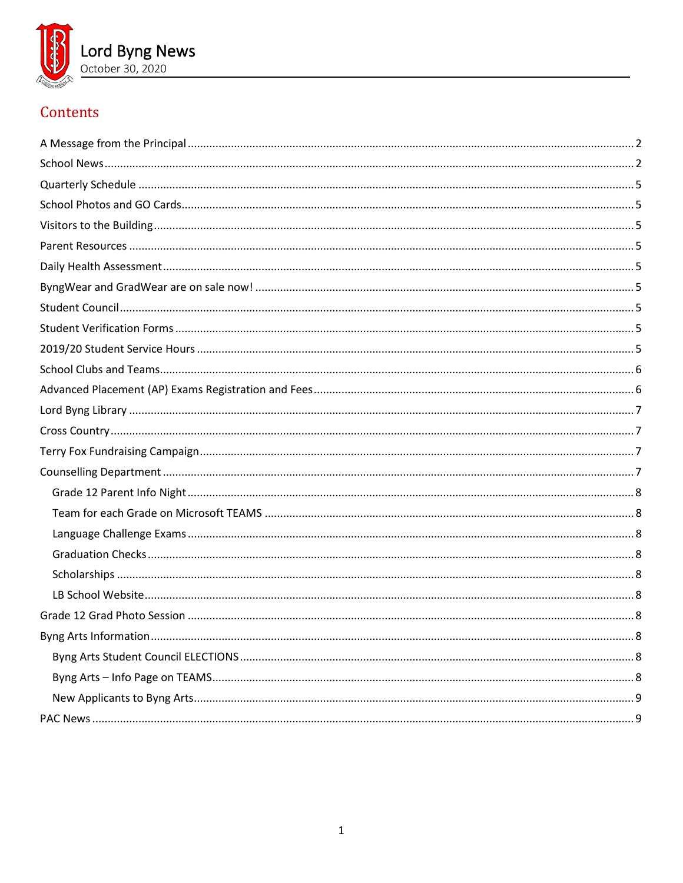# Lord Byng News

October 30, 2020

## Contents

- A Message from the Principal ... 2
- School News ... 2
- Quarterly Schedule ... 5
- School Photos and GO Cards ... 5
- Visitors to the Building ... 5
- Parent Resources ... 5
- Daily Health Assessment ... 5
- ByngWear and GradWear are on sale now! ... 5
- Student Council ... 5
- Student Verification Forms ... 5
- 2019/20 Student Service Hours ... 5
- School Clubs and Teams ... 6
- Advanced Placement (AP) Exams Registration and Fees ... 6
- Lord Byng Library ... 7
- Cross Country ... 7
- Terry Fox Fundraising Campaign ... 7
- Counselling Department ... 7
  - Grade 12 Parent Info Night ... 8
  - Team for each Grade on Microsoft TEAMS ... 8
  - Language Challenge Exams ... 8
  - Graduation Checks ... 8
  - Scholarships ... 8
  - LB School Website ... 8
- Grade 12 Grad Photo Session ... 8
- Byng Arts Information ... 8
  - Byng Arts Student Council ELECTIONS ... 8
  - Byng Arts – Info Page on TEAMS ... 8
  - New Applicants to Byng Arts ... 9
- PAC News ... 9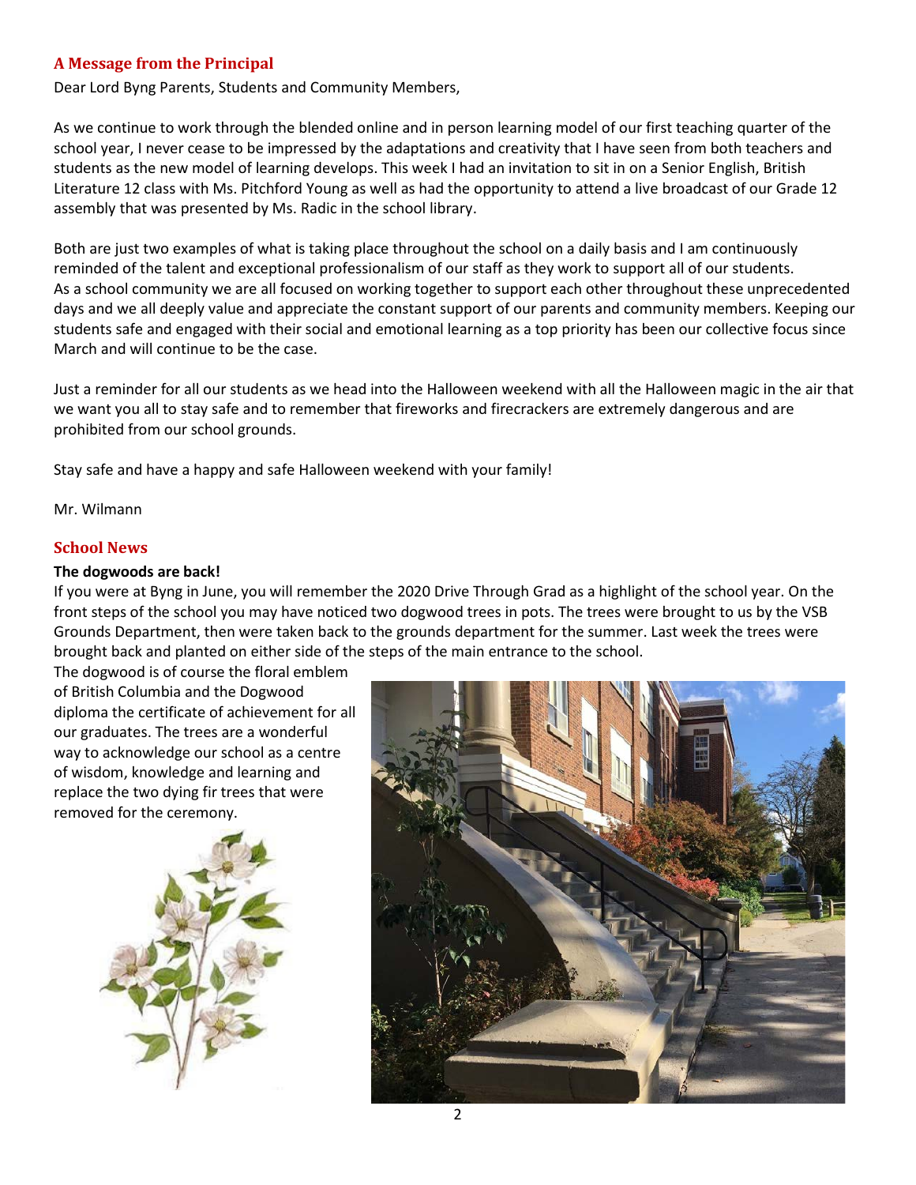## A Message from the Principal

Dear Lord Byng Parents, Students and Community Members,

As we continue to work through the blended online and in person learning model of our first teaching quarter of the school year, I never cease to be impressed by the adaptations and creativity that I have seen from both teachers and students as the new model of learning develops. This week I had an invitation to sit in on a Senior English, British Literature 12 class with Ms. Pitchford Young as well as had the opportunity to attend a live broadcast of our Grade 12 assembly that was presented by Ms. Radic in the school library.

Both are just two examples of what is taking place throughout the school on a daily basis and I am continuously reminded of the talent and exceptional professionalism of our staff as they work to support all of our students. As a school community we are all focused on working together to support each other throughout these unprecedented days and we all deeply value and appreciate the constant support of our parents and community members. Keeping our students safe and engaged with their social and emotional learning as a top priority has been our collective focus since March and will continue to be the case.

Just a reminder for all our students as we head into the Halloween weekend with all the Halloween magic in the air that we want you all to stay safe and to remember that fireworks and firecrackers are extremely dangerous and are prohibited from our school grounds.

Stay safe and have a happy and safe Halloween weekend with your family!

Mr. Wilmann

## School News

**The dogwoods are back!**

If you were at Byng in June, you will remember the 2020 Drive Through Grad as a highlight of the school year. On the front steps of the school you may have noticed two dogwood trees in pots. The trees were brought to us by the VSB Grounds Department, then were taken back to the grounds department for the summer. Last week the trees were brought back and planted on either side of the steps of the main entrance to the school.

The dogwood is of course the floral emblem of British Columbia and the Dogwood diploma the certificate of achievement for all our graduates. The trees are a wonderful way to acknowledge our school as a centre of wisdom, knowledge and learning and replace the two dying fir trees that were removed for the ceremony.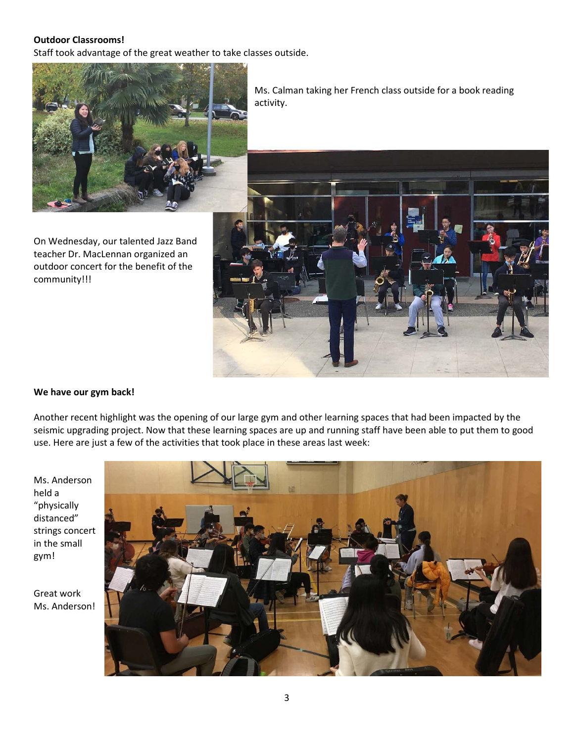**Outdoor Classrooms!**

Staff took advantage of the great weather to take classes outside.

Ms. Calman taking her French class outside for a book reading activity.

On Wednesday, our talented Jazz Band teacher Dr. MacLennan organized an outdoor concert for the benefit of the community!!!

**We have our gym back!**

Another recent highlight was the opening of our large gym and other learning spaces that had been impacted by the seismic upgrading project. Now that these learning spaces are up and running staff have been able to put them to good use. Here are just a few of the activities that took place in these areas last week:

Ms. Anderson held a "physically distanced" strings concert in the small gym!

Great work Ms. Anderson!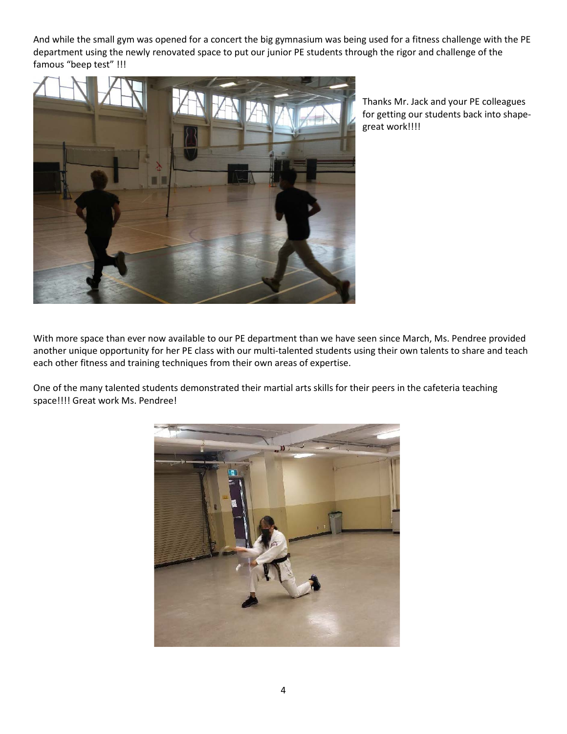And while the small gym was opened for a concert the big gymnasium was being used for a fitness challenge with the PE department using the newly renovated space to put our junior PE students through the rigor and challenge of the famous “beep test” !!!

Thanks Mr. Jack and your PE colleagues for getting our students back into shape- great work!!!!

With more space than ever now available to our PE department than we have seen since March, Ms. Pendree provided another unique opportunity for her PE class with our multi-talented students using their own talents to share and teach each other fitness and training techniques from their own areas of expertise.

One of the many talented students demonstrated their martial arts skills for their peers in the cafeteria teaching space!!!! Great work Ms. Pendree!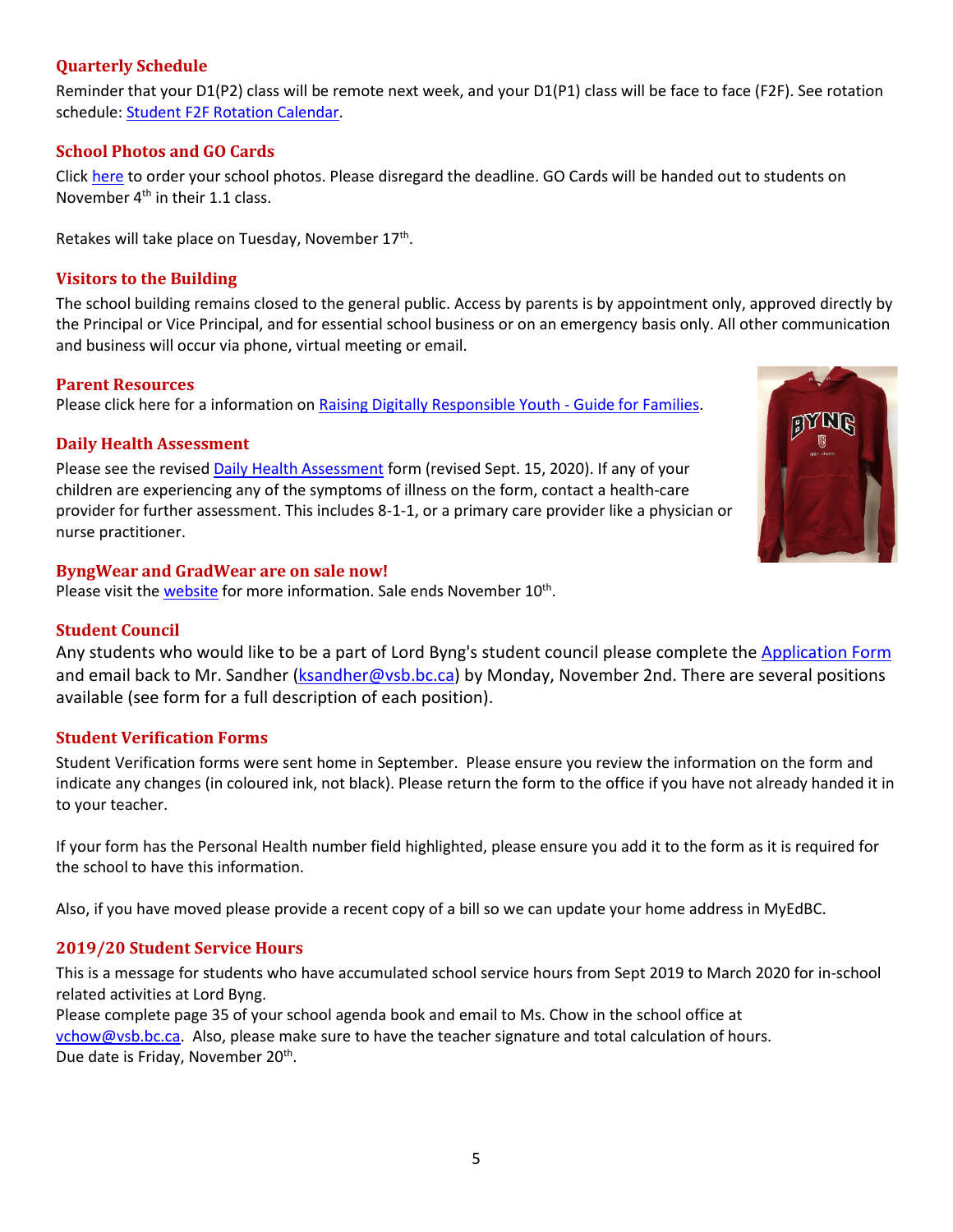## Quarterly Schedule

Reminder that your D1(P2) class will be remote next week, and your D1(P1) class will be face to face (F2F). See rotation schedule: Student F2F Rotation Calendar.

## School Photos and GO Cards

Click here to order your school photos. Please disregard the deadline. GO Cards will be handed out to students on November 4th in their 1.1 class.

Retakes will take place on Tuesday, November 17th.

## Visitors to the Building

The school building remains closed to the general public. Access by parents is by appointment only, approved directly by the Principal or Vice Principal, and for essential school business or on an emergency basis only. All other communication and business will occur via phone, virtual meeting or email.

## Parent Resources

Please click here for a information on Raising Digitally Responsible Youth - Guide for Families.

## Daily Health Assessment

Please see the revised Daily Health Assessment form (revised Sept. 15, 2020). If any of your children are experiencing any of the symptoms of illness on the form, contact a health-care provider for further assessment. This includes 8-1-1, or a primary care provider like a physician or nurse practitioner.

## ByngWear and GradWear are on sale now!

Please visit the website for more information. Sale ends November 10th.

## Student Council

Any students who would like to be a part of Lord Byng's student council please complete the Application Form and email back to Mr. Sandher (ksandher@vsb.bc.ca) by Monday, November 2nd. There are several positions available (see form for a full description of each position).

## Student Verification Forms

Student Verification forms were sent home in September. Please ensure you review the information on the form and indicate any changes (in coloured ink, not black). Please return the form to the office if you have not already handed it in to your teacher.

If your form has the Personal Health number field highlighted, please ensure you add it to the form as it is required for the school to have this information.

Also, if you have moved please provide a recent copy of a bill so we can update your home address in MyEdBC.

## 2019/20 Student Service Hours

This is a message for students who have accumulated school service hours from Sept 2019 to March 2020 for in-school related activities at Lord Byng.
Please complete page 35 of your school agenda book and email to Ms. Chow in the school office at vchow@vsb.bc.ca. Also, please make sure to have the teacher signature and total calculation of hours.
Due date is Friday, November 20th.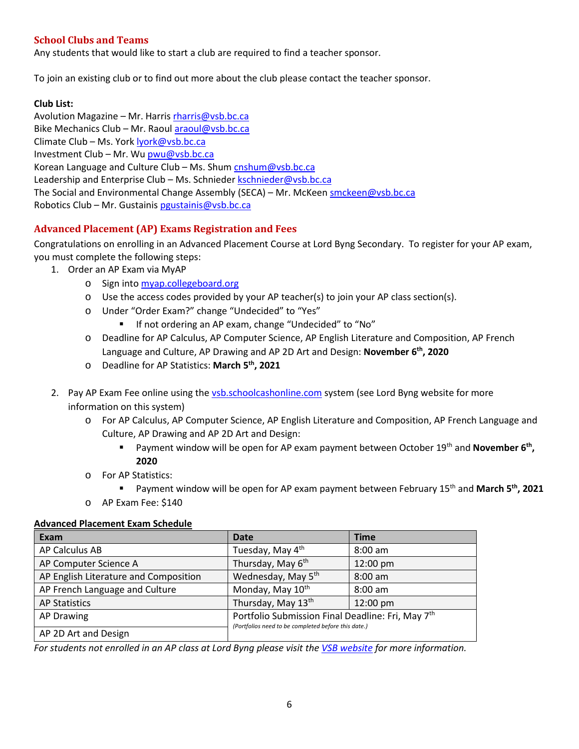## School Clubs and Teams

Any students that would like to start a club are required to find a teacher sponsor.

To join an existing club or to find out more about the club please contact the teacher sponsor.

**Club List:**

Avolution Magazine – Mr. Harris rharris@vsb.bc.ca
Bike Mechanics Club – Mr. Raoul araoul@vsb.bc.ca
Climate Club – Ms. York lyork@vsb.bc.ca
Investment Club – Mr. Wu pwu@vsb.bc.ca
Korean Language and Culture Club – Ms. Shum cnshum@vsb.bc.ca
Leadership and Enterprise Club – Ms. Schnieder kschnieder@vsb.bc.ca
The Social and Environmental Change Assembly (SECA) – Mr. McKeen smckeen@vsb.bc.ca
Robotics Club – Mr. Gustainis pgustainis@vsb.bc.ca

## Advanced Placement (AP) Exams Registration and Fees

Congratulations on enrolling in an Advanced Placement Course at Lord Byng Secondary. To register for your AP exam, you must complete the following steps:

1. Order an AP Exam via MyAP
   - Sign into myap.collegeboard.org
   - Use the access codes provided by your AP teacher(s) to join your AP class section(s).
   - Under "Order Exam?" change "Undecided" to "Yes"
     - If not ordering an AP exam, change "Undecided" to "No"
   - Deadline for AP Calculus, AP Computer Science, AP English Literature and Composition, AP French Language and Culture, AP Drawing and AP 2D Art and Design: **November 6th, 2020**
   - Deadline for AP Statistics: **March 5th, 2021**

2. Pay AP Exam Fee online using the vsb.schoolcashonline.com system (see Lord Byng website for more information on this system)
   - For AP Calculus, AP Computer Science, AP English Literature and Composition, AP French Language and Culture, AP Drawing and AP 2D Art and Design:
     - Payment window will be open for AP exam payment between October 19th and **November 6th, 2020**
   - For AP Statistics:
     - Payment window will be open for AP exam payment between February 15th and **March 5th, 2021**
   - AP Exam Fee: $140

**Advanced Placement Exam Schedule**

| Exam | Date | Time |
|---|---|---|
| AP Calculus AB | Tuesday, May 4th | 8:00 am |
| AP Computer Science A | Thursday, May 6th | 12:00 pm |
| AP English Literature and Composition | Wednesday, May 5th | 8:00 am |
| AP French Language and Culture | Monday, May 10th | 8:00 am |
| AP Statistics | Thursday, May 13th | 12:00 pm |
| AP Drawing | Portfolio Submission Final Deadline: Fri, May 7th *(Portfolios need to be completed before this date.)* | |
| AP 2D Art and Design | | |

*For students not enrolled in an AP class at Lord Byng please visit the VSB website for more information.*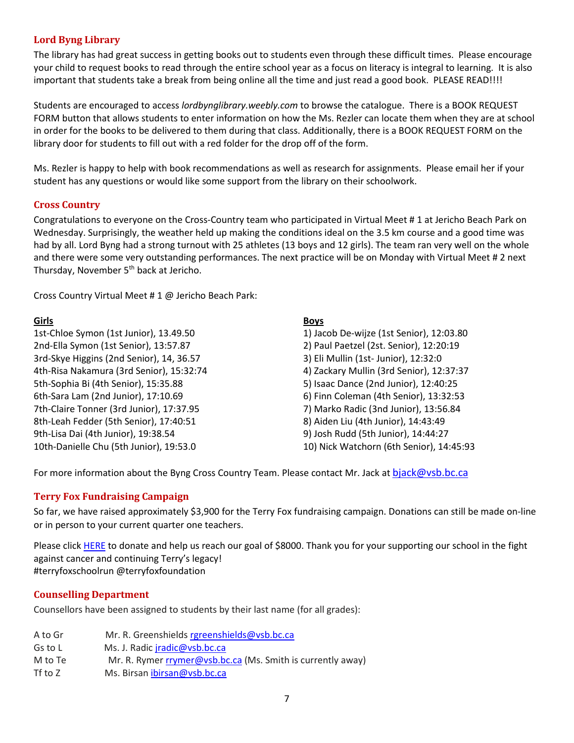## Lord Byng Library

The library has had great success in getting books out to students even through these difficult times. Please encourage your child to request books to read through the entire school year as a focus on literacy is integral to learning. It is also important that students take a break from being online all the time and just read a good book. PLEASE READ!!!!

Students are encouraged to access *lordbynglibrary.weebly.com* to browse the catalogue. There is a BOOK REQUEST FORM button that allows students to enter information on how the Ms. Rezler can locate them when they are at school in order for the books to be delivered to them during that class. Additionally, there is a BOOK REQUEST FORM on the library door for students to fill out with a red folder for the drop off of the form.

Ms. Rezler is happy to help with book recommendations as well as research for assignments. Please email her if your student has any questions or would like some support from the library on their schoolwork.

## Cross Country

Congratulations to everyone on the Cross-Country team who participated in Virtual Meet # 1 at Jericho Beach Park on Wednesday. Surprisingly, the weather held up making the conditions ideal on the 3.5 km course and a good time was had by all. Lord Byng had a strong turnout with 25 athletes (13 boys and 12 girls). The team ran very well on the whole and there were some very outstanding performances. The next practice will be on Monday with Virtual Meet # 2 next Thursday, November 5th back at Jericho.

Cross Country Virtual Meet # 1 @ Jericho Beach Park:

**Girls**

1st-Chloe Symon (1st Junior), 13.49.50
2nd-Ella Symon (1st Senior), 13:57.87
3rd-Skye Higgins (2nd Senior), 14, 36.57
4th-Risa Nakamura (3rd Senior), 15:32:74
5th-Sophia Bi (4th Senior), 15:35.88
6th-Sara Lam (2nd Junior), 17:10.69
7th-Claire Tonner (3rd Junior), 17:37.95
8th-Leah Fedder (5th Senior), 17:40:51
9th-Lisa Dai (4th Junior), 19:38.54
10th-Danielle Chu (5th Junior), 19:53.0

**Boys**

1) Jacob De-wijze (1st Senior), 12:03.80
2) Paul Paetzel (2st. Senior), 12:20:19
3) Eli Mullin (1st- Junior), 12:32:0
4) Zackary Mullin (3rd Senior), 12:37:37
5) Isaac Dance (2nd Junior), 12:40:25
6) Finn Coleman (4th Senior), 13:32:53
7) Marko Radic (3nd Junior), 13:56.84
8) Aiden Liu (4th Junior), 14:43:49
9) Josh Rudd (5th Junior), 14:44:27
10) Nick Watchorn (6th Senior), 14:45:93

For more information about the Byng Cross Country Team. Please contact Mr. Jack at bjack@vsb.bc.ca

## Terry Fox Fundraising Campaign

So far, we have raised approximately $3,900 for the Terry Fox fundraising campaign. Donations can still be made on-line or in person to your current quarter one teachers.

Please click HERE to donate and help us reach our goal of $8000. Thank you for your supporting our school in the fight against cancer and continuing Terry's legacy!
#terryfoxschoolrun @terryfoxfoundation

## Counselling Department

Counsellors have been assigned to students by their last name (for all grades):

| | |
|---|---|
| A to Gr | Mr. R. Greenshields rgreenshields@vsb.bc.ca |
| Gs to L | Ms. J. Radic jradic@vsb.bc.ca |
| M to Te | Mr. R. Rymer rrymer@vsb.bc.ca (Ms. Smith is currently away) |
| Tf to Z | Ms. Birsan ibirsan@vsb.bc.ca |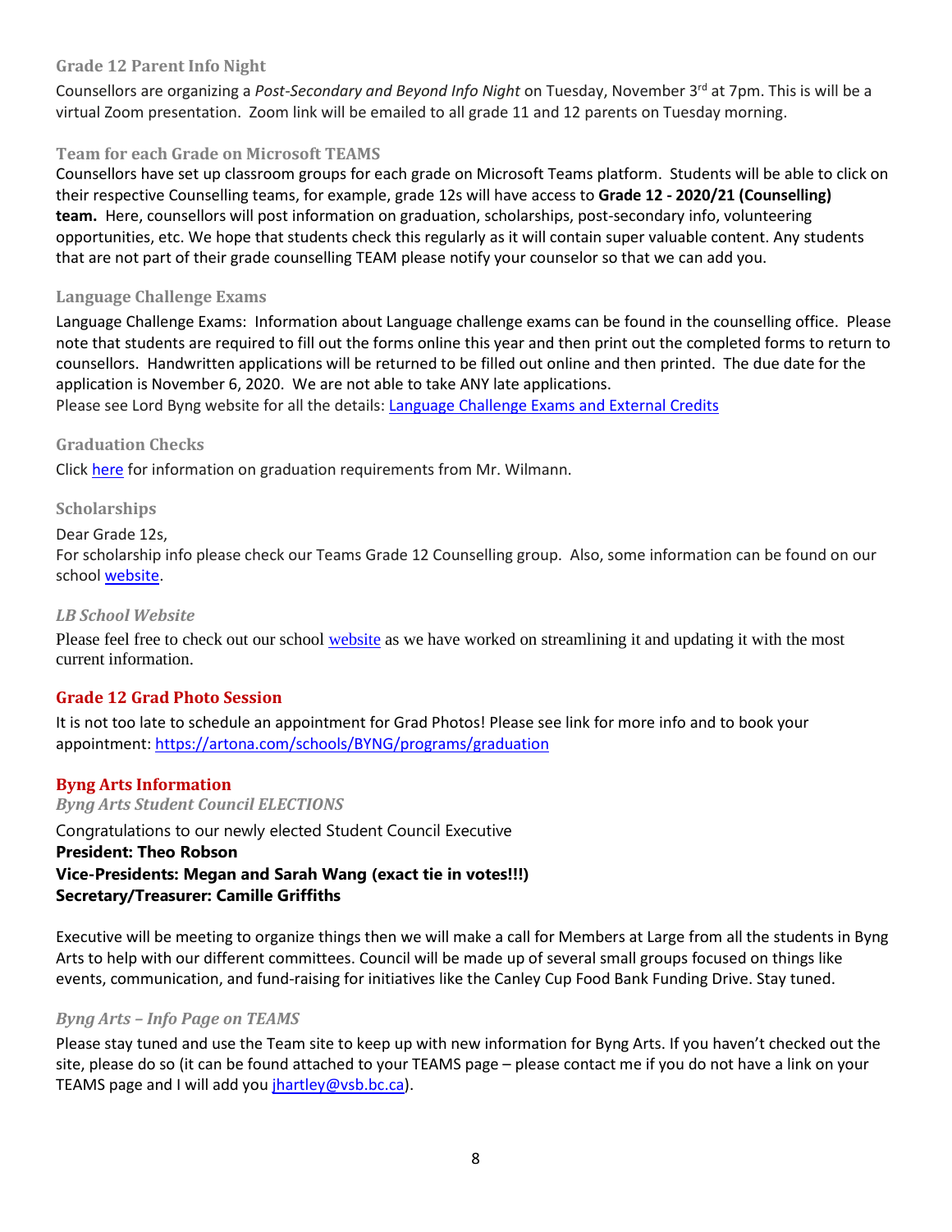### Grade 12 Parent Info Night

Counsellors are organizing a *Post-Secondary and Beyond Info Night* on Tuesday, November 3rd at 7pm. This is will be a virtual Zoom presentation. Zoom link will be emailed to all grade 11 and 12 parents on Tuesday morning.

### Team for each Grade on Microsoft TEAMS

Counsellors have set up classroom groups for each grade on Microsoft Teams platform. Students will be able to click on their respective Counselling teams, for example, grade 12s will have access to **Grade 12 - 2020/21 (Counselling) team.** Here, counsellors will post information on graduation, scholarships, post-secondary info, volunteering opportunities, etc. We hope that students check this regularly as it will contain super valuable content. Any students that are not part of their grade counselling TEAM please notify your counselor so that we can add you.

### Language Challenge Exams

Language Challenge Exams: Information about Language challenge exams can be found in the counselling office. Please note that students are required to fill out the forms online this year and then print out the completed forms to return to counsellors. Handwritten applications will be returned to be filled out online and then printed. The due date for the application is November 6, 2020. We are not able to take ANY late applications.
Please see Lord Byng website for all the details: Language Challenge Exams and External Credits

### Graduation Checks

Click here for information on graduation requirements from Mr. Wilmann.

### Scholarships

Dear Grade 12s,
For scholarship info please check our Teams Grade 12 Counselling group. Also, some information can be found on our school website.

### *LB School Website*

Please feel free to check out our school website as we have worked on streamlining it and updating it with the most current information.

### Grade 12 Grad Photo Session

It is not too late to schedule an appointment for Grad Photos! Please see link for more info and to book your appointment: https://artona.com/schools/BYNG/programs/graduation

### Byng Arts Information

#### *Byng Arts Student Council ELECTIONS*

Congratulations to our newly elected Student Council Executive
**President: Theo Robson**
**Vice-Presidents: Megan and Sarah Wang (exact tie in votes!!!)**
**Secretary/Treasurer: Camille Griffiths**

Executive will be meeting to organize things then we will make a call for Members at Large from all the students in Byng Arts to help with our different committees. Council will be made up of several small groups focused on things like events, communication, and fund-raising for initiatives like the Canley Cup Food Bank Funding Drive. Stay tuned.

#### *Byng Arts – Info Page on TEAMS*

Please stay tuned and use the Team site to keep up with new information for Byng Arts. If you haven't checked out the site, please do so (it can be found attached to your TEAMS page – please contact me if you do not have a link on your TEAMS page and I will add you jhartley@vsb.bc.ca).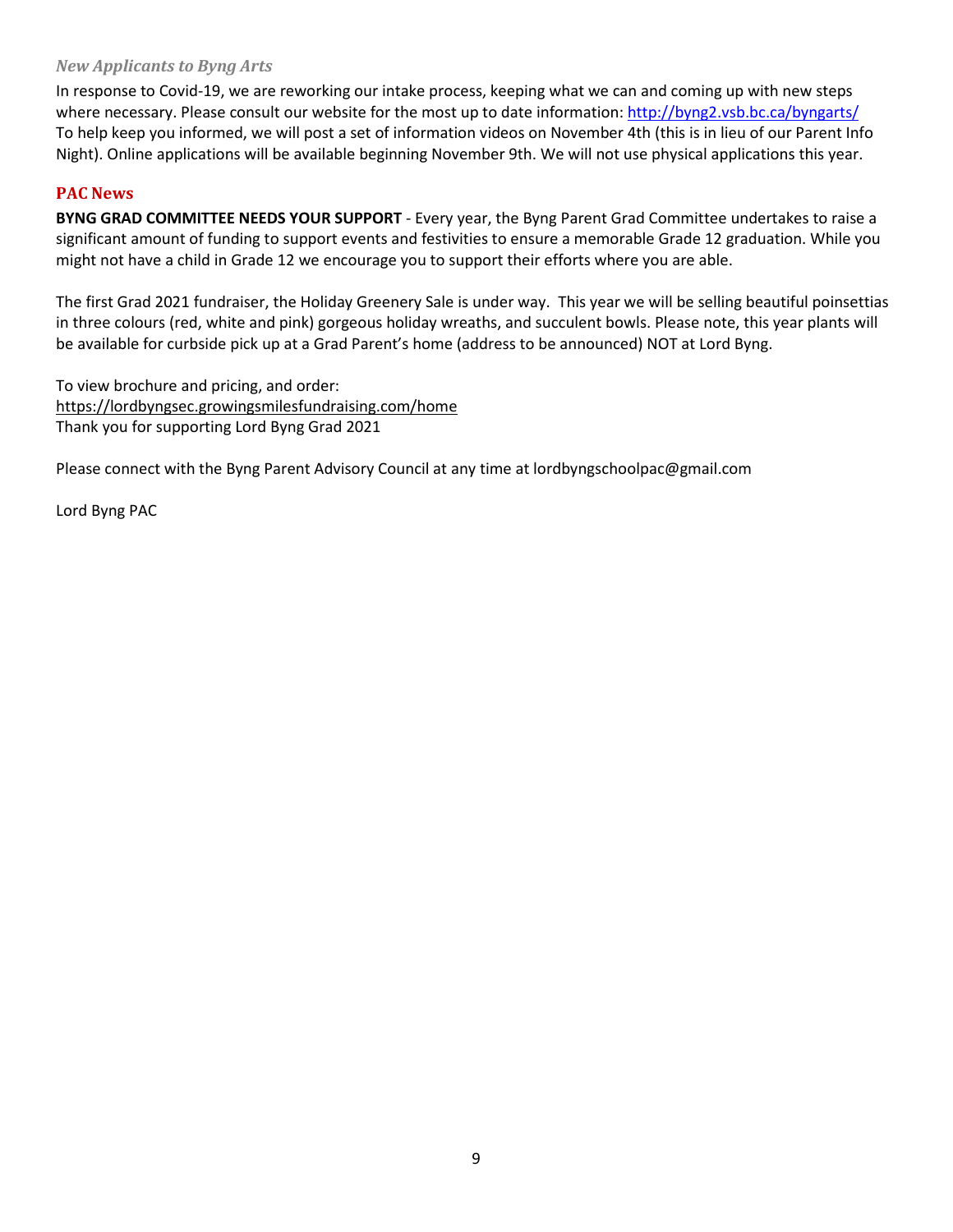### *New Applicants to Byng Arts*

In response to Covid-19, we are reworking our intake process, keeping what we can and coming up with new steps where necessary. Please consult our website for the most up to date information: http://byng2.vsb.bc.ca/byngarts/
To help keep you informed, we will post a set of information videos on November 4th (this is in lieu of our Parent Info Night). Online applications will be available beginning November 9th. We will not use physical applications this year.

## PAC News

**BYNG GRAD COMMITTEE NEEDS YOUR SUPPORT** - Every year, the Byng Parent Grad Committee undertakes to raise a significant amount of funding to support events and festivities to ensure a memorable Grade 12 graduation. While you might not have a child in Grade 12 we encourage you to support their efforts where you are able.

The first Grad 2021 fundraiser, the Holiday Greenery Sale is under way. This year we will be selling beautiful poinsettias in three colours (red, white and pink) gorgeous holiday wreaths, and succulent bowls. Please note, this year plants will be available for curbside pick up at a Grad Parent's home (address to be announced) NOT at Lord Byng.

To view brochure and pricing, and order:
https://lordbyngsec.growingsmilesfundraising.com/home
Thank you for supporting Lord Byng Grad 2021

Please connect with the Byng Parent Advisory Council at any time at lordbyngschoolpac@gmail.com

Lord Byng PAC